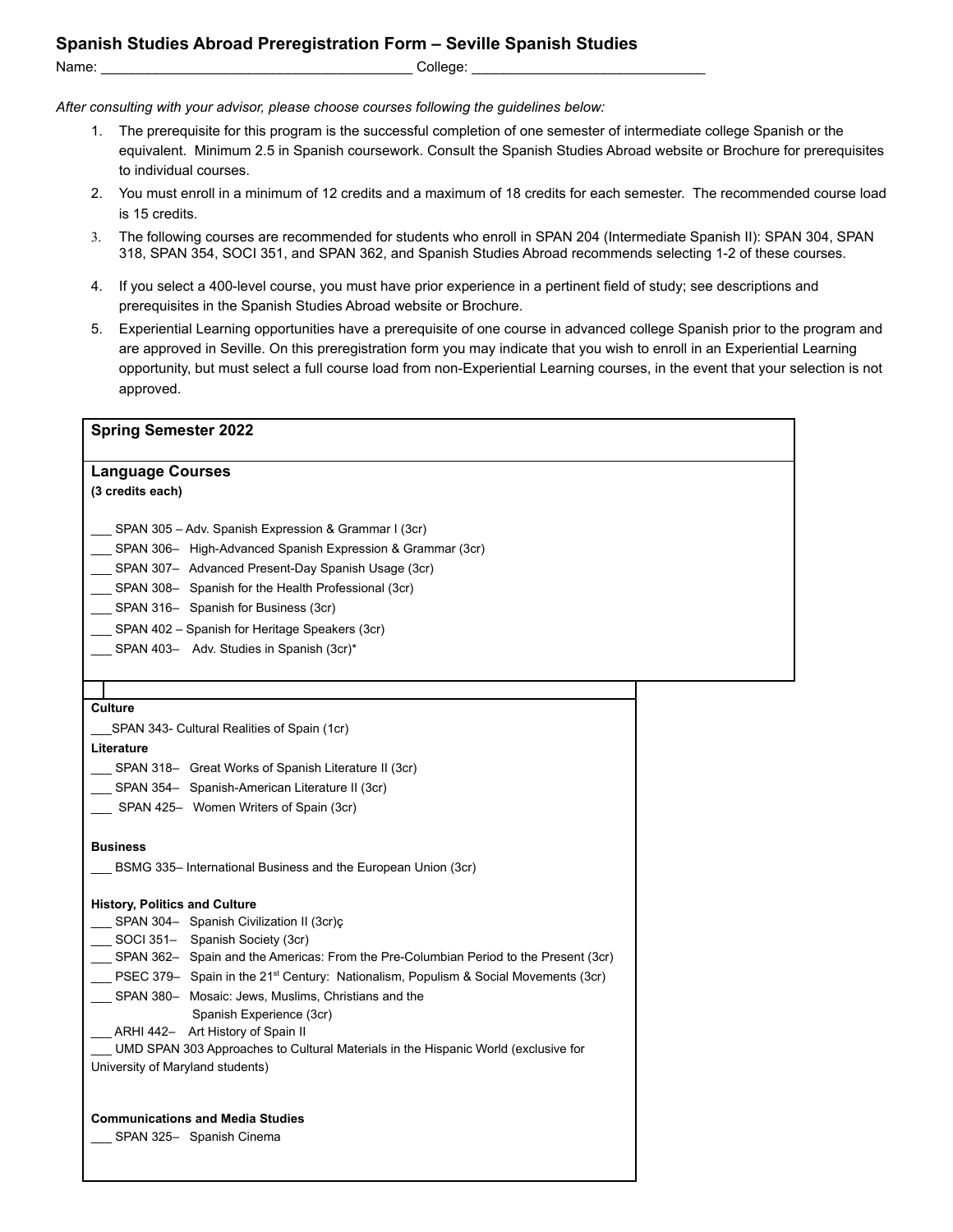## Spanish Studies Abroad Preregistration Form – Seville Spanish Studies

Name: ________________________________________ College: ______________________________

*After consulting with your advisor, please choose courses following the guidelines below:*

1. The prerequisite for this program is the successful completion of one semester of intermediate college Spanish or the equivalent. Minimum 2.5 in Spanish coursework. Consult the Spanish Studies Abroad website or Brochure for prerequisites to individual courses.
2. You must enroll in a minimum of 12 credits and a maximum of 18 credits for each semester. The recommended course load is 15 credits.
3. The following courses are recommended for students who enroll in SPAN 204 (Intermediate Spanish II): SPAN 304, SPAN 318, SPAN 354, SOCI 351, and SPAN 362, and Spanish Studies Abroad recommends selecting 1-2 of these courses.
4. If you select a 400-level course, you must have prior experience in a pertinent field of study; see descriptions and prerequisites in the Spanish Studies Abroad website or Brochure.
5. Experiential Learning opportunities have a prerequisite of one course in advanced college Spanish prior to the program and are approved in Seville. On this preregistration form you may indicate that you wish to enroll in an Experiential Learning opportunity, but must select a full course load from non-Experiential Learning courses, in the event that your selection is not approved.

### Spring Semester 2022

### Language Courses

**(3 credits each)**

___ SPAN 305 – Adv. Spanish Expression & Grammar I (3cr)
___ SPAN 306– High-Advanced Spanish Expression & Grammar (3cr)
___ SPAN 307– Advanced Present-Day Spanish Usage (3cr)
___ SPAN 308– Spanish for the Health Professional (3cr)
___ SPAN 316– Spanish for Business (3cr)
___ SPAN 402 – Spanish for Heritage Speakers (3cr)
___ SPAN 403– Adv. Studies in Spanish (3cr)*

**Culture**

___SPAN 343- Cultural Realities of Spain (1cr)

**Literature**

___ SPAN 318– Great Works of Spanish Literature II (3cr)
___ SPAN 354– Spanish-American Literature II (3cr)
___ SPAN 425– Women Writers of Spain (3cr)

**Business**

___ BSMG 335– International Business and the European Union (3cr)

**History, Politics and Culture**

___ SPAN 304– Spanish Civilization II (3cr)ç
___ SOCI 351– Spanish Society (3cr)
___ SPAN 362– Spain and the Americas: From the Pre-Columbian Period to the Present (3cr)
___ PSEC 379– Spain in the 21st Century: Nationalism, Populism & Social Movements (3cr)
___ SPAN 380– Mosaic: Jews, Muslims, Christians and the Spanish Experience (3cr)
___ ARHI 442– Art History of Spain II
___ UMD SPAN 303 Approaches to Cultural Materials in the Hispanic World (exclusive for University of Maryland students)

**Communications and Media Studies**

___ SPAN 325– Spanish Cinema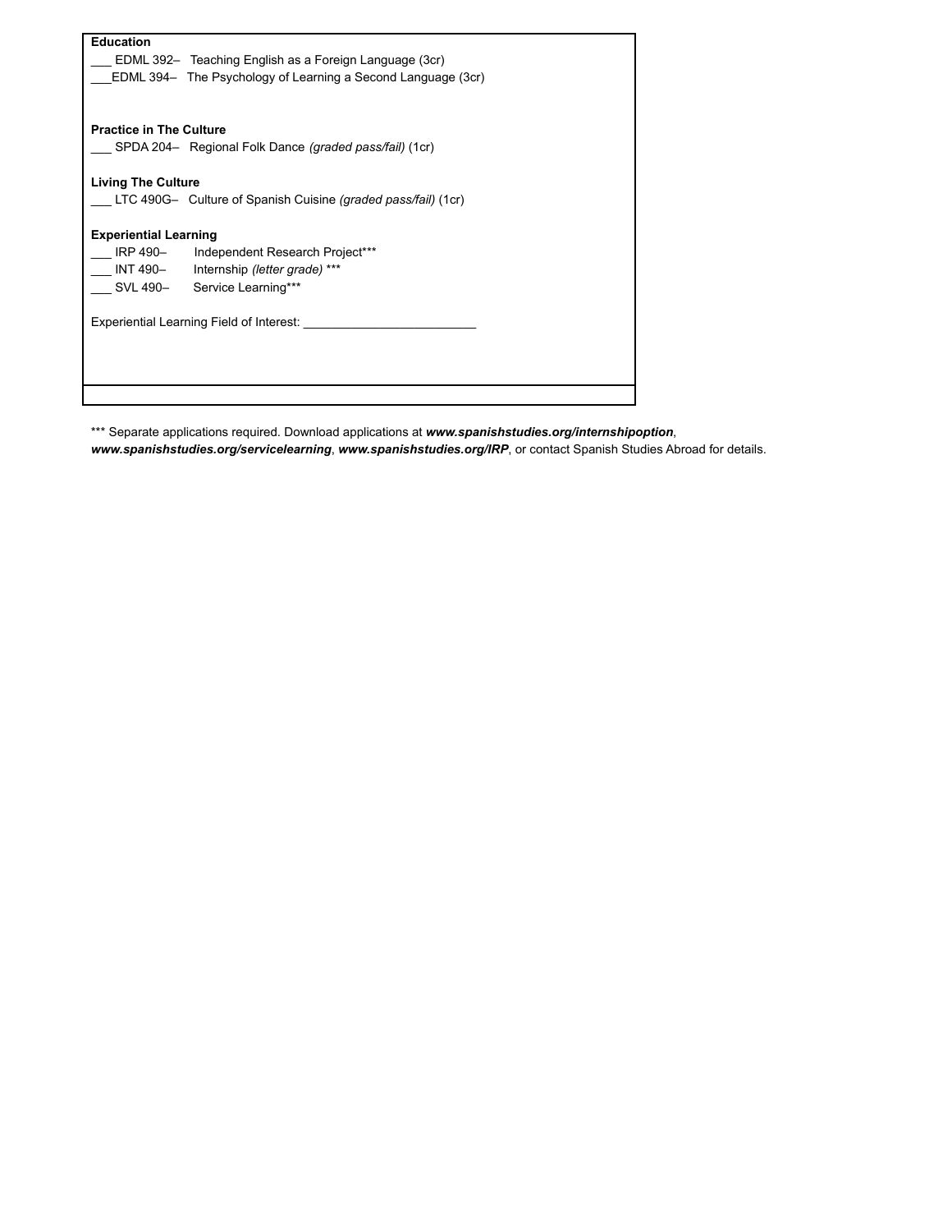**Education**

___ EDML 392– Teaching English as a Foreign Language (3cr)

___EDML 394– The Psychology of Learning a Second Language (3cr)

**Practice in The Culture**

___ SPDA 204– Regional Folk Dance *(graded pass/fail)* (1cr)

**Living The Culture**

___ LTC 490G– Culture of Spanish Cuisine *(graded pass/fail)* (1cr)

**Experiential Learning**

___ IRP 490– Independent Research Project***

___ INT 490– Internship *(letter grade)* ***

___ SVL 490– Service Learning***

Experiential Learning Field of Interest: ________________________

*** Separate applications required. Download applications at ***www.spanishstudies.org/internshipoption***, ***www.spanishstudies.org/servicelearning***, ***www.spanishstudies.org/IRP***, or contact Spanish Studies Abroad for details.